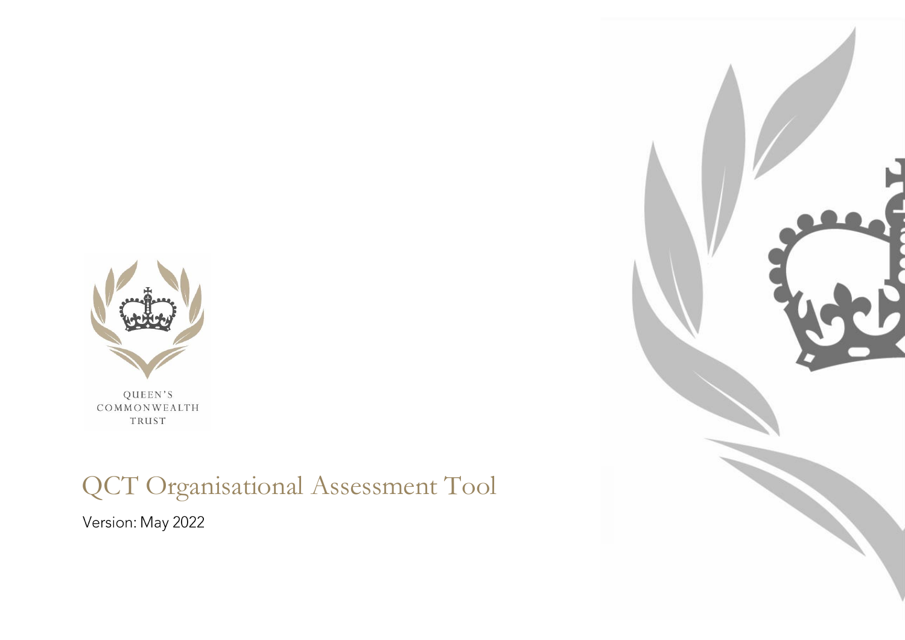QUEEN'S
COMMONWEALTH
TRUST

# QCT Organisational Assessment Tool

Version: May 2022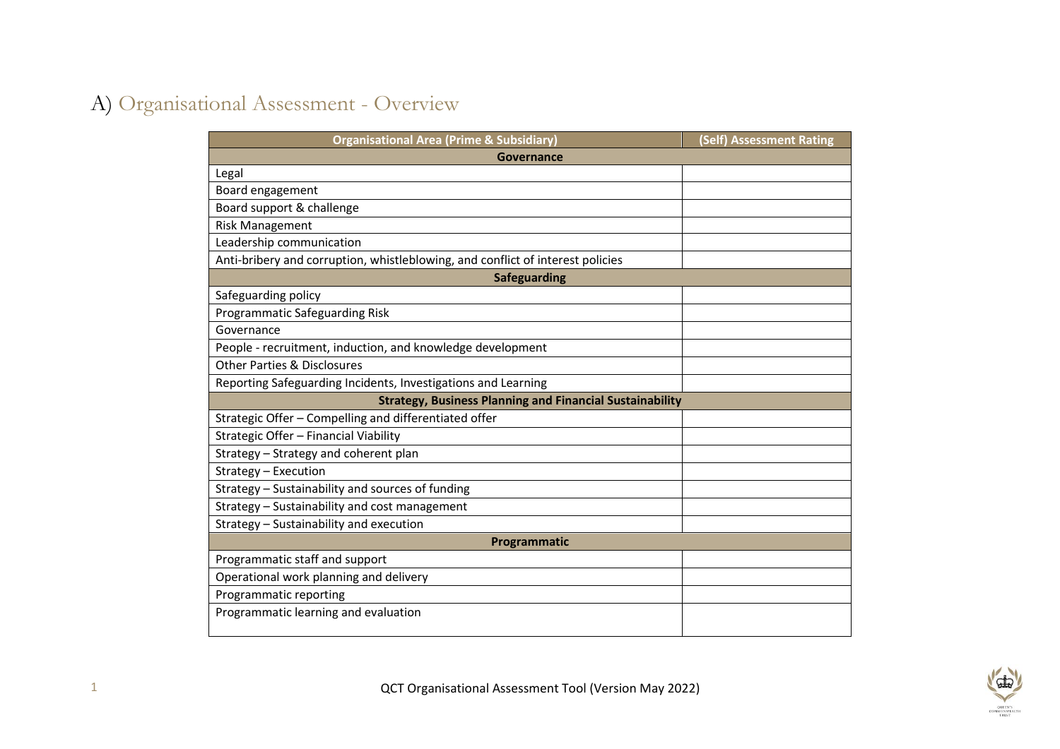# A) Organisational Assessment - Overview

| Organisational Area (Prime & Subsidiary) | (Self) Assessment Rating |
|---|---|
| **Governance** | |
| Legal | |
| Board engagement | |
| Board support & challenge | |
| Risk Management | |
| Leadership communication | |
| Anti-bribery and corruption, whistleblowing, and conflict of interest policies | |
| **Safeguarding** | |
| Safeguarding policy | |
| Programmatic Safeguarding Risk | |
| Governance | |
| People - recruitment, induction, and knowledge development | |
| Other Parties & Disclosures | |
| Reporting Safeguarding Incidents, Investigations and Learning | |
| **Strategy, Business Planning and Financial Sustainability** | |
| Strategic Offer – Compelling and differentiated offer | |
| Strategic Offer – Financial Viability | |
| Strategy – Strategy and coherent plan | |
| Strategy – Execution | |
| Strategy – Sustainability and sources of funding | |
| Strategy – Sustainability and cost management | |
| Strategy – Sustainability and execution | |
| **Programmatic** | |
| Programmatic staff and support | |
| Operational work planning and delivery | |
| Programmatic reporting | |
| Programmatic learning and evaluation | |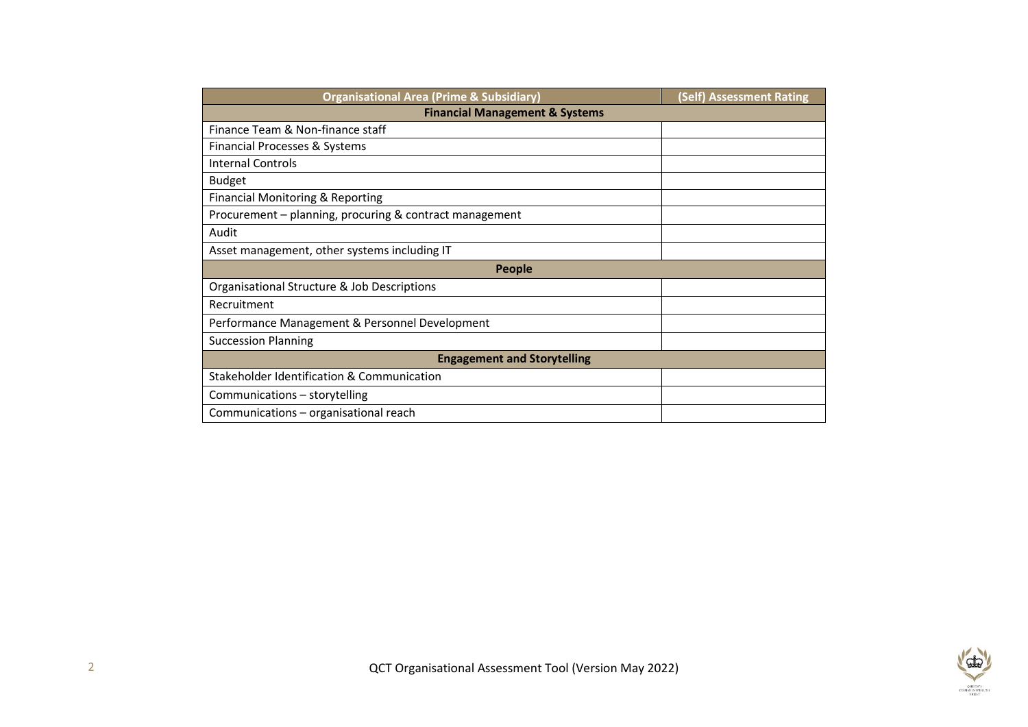| Organisational Area (Prime & Subsidiary) | (Self) Assessment Rating |
| --- | --- |
| **Financial Management & Systems** | |
| Finance Team & Non-finance staff | |
| Financial Processes & Systems | |
| Internal Controls | |
| Budget | |
| Financial Monitoring & Reporting | |
| Procurement – planning, procuring & contract management | |
| Audit | |
| Asset management, other systems including IT | |
| **People** | |
| Organisational Structure & Job Descriptions | |
| Recruitment | |
| Performance Management & Personnel Development | |
| Succession Planning | |
| **Engagement and Storytelling** | |
| Stakeholder Identification & Communication | |
| Communications – storytelling | |
| Communications – organisational reach | |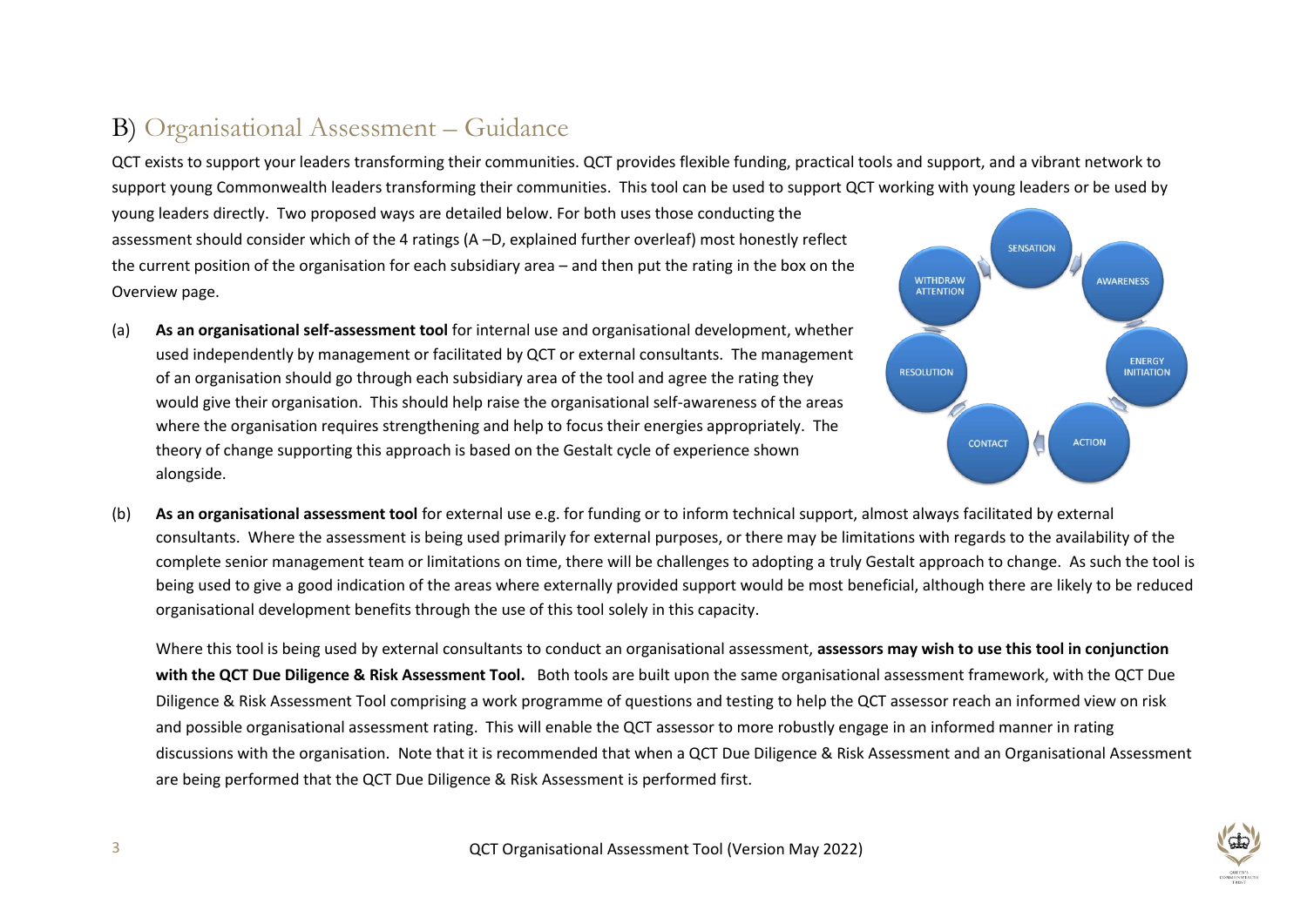## B) Organisational Assessment – Guidance

QCT exists to support your leaders transforming their communities. QCT provides flexible funding, practical tools and support, and a vibrant network to support young Commonwealth leaders transforming their communities. This tool can be used to support QCT working with young leaders or be used by young leaders directly. Two proposed ways are detailed below. For both uses those conducting the assessment should consider which of the 4 ratings (A –D, explained further overleaf) most honestly reflect the current position of the organisation for each subsidiary area – and then put the rating in the box on the Overview page.

(a) **As an organisational self-assessment tool** for internal use and organisational development, whether used independently by management or facilitated by QCT or external consultants. The management of an organisation should go through each subsidiary area of the tool and agree the rating they would give their organisation. This should help raise the organisational self-awareness of the areas where the organisation requires strengthening and help to focus their energies appropriately. The theory of change supporting this approach is based on the Gestalt cycle of experience shown alongside.

SENSATION → AWARENESS → ENERGY INITIATION → ACTION → CONTACT → RESOLUTION → WITHDRAW ATTENTION

(b) **As an organisational assessment tool** for external use e.g. for funding or to inform technical support, almost always facilitated by external consultants. Where the assessment is being used primarily for external purposes, or there may be limitations with regards to the availability of the complete senior management team or limitations on time, there will be challenges to adopting a truly Gestalt approach to change. As such the tool is being used to give a good indication of the areas where externally provided support would be most beneficial, although there are likely to be reduced organisational development benefits through the use of this tool solely in this capacity.

Where this tool is being used by external consultants to conduct an organisational assessment, **assessors may wish to use this tool in conjunction with the QCT Due Diligence & Risk Assessment Tool.** Both tools are built upon the same organisational assessment framework, with the QCT Due Diligence & Risk Assessment Tool comprising a work programme of questions and testing to help the QCT assessor reach an informed view on risk and possible organisational assessment rating. This will enable the QCT assessor to more robustly engage in an informed manner in rating discussions with the organisation. Note that it is recommended that when a QCT Due Diligence & Risk Assessment and an Organisational Assessment are being performed that the QCT Due Diligence & Risk Assessment is performed first.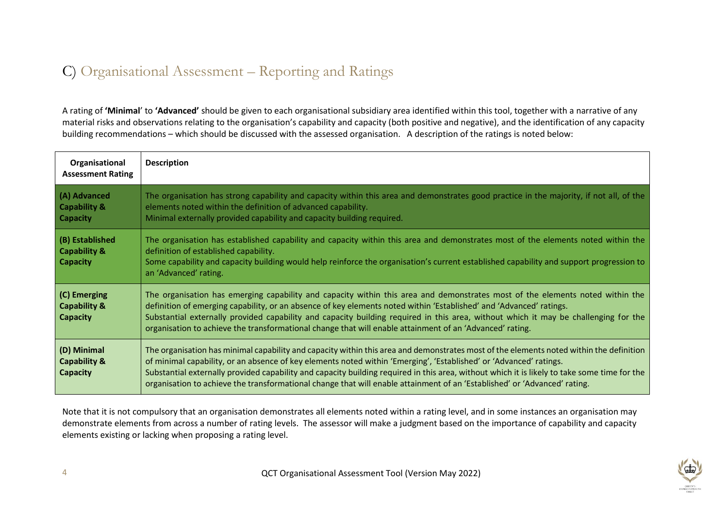## C) Organisational Assessment – Reporting and Ratings

A rating of **'Minimal**' to **'Advanced'** should be given to each organisational subsidiary area identified within this tool, together with a narrative of any material risks and observations relating to the organisation's capability and capacity (both positive and negative), and the identification of any capacity building recommendations – which should be discussed with the assessed organisation. A description of the ratings is noted below:

| Organisational Assessment Rating | Description |
|---|---|
| **(A) Advanced Capability & Capacity** | The organisation has strong capability and capacity within this area and demonstrates good practice in the majority, if not all, of the elements noted within the definition of advanced capability.<br>Minimal externally provided capability and capacity building required. |
| **(B) Established Capability & Capacity** | The organisation has established capability and capacity within this area and demonstrates most of the elements noted within the definition of established capability.<br>Some capability and capacity building would help reinforce the organisation's current established capability and support progression to an 'Advanced' rating. |
| **(C) Emerging Capability & Capacity** | The organisation has emerging capability and capacity within this area and demonstrates most of the elements noted within the definition of emerging capability, or an absence of key elements noted within 'Established' and 'Advanced' ratings.<br>Substantial externally provided capability and capacity building required in this area, without which it may be challenging for the organisation to achieve the transformational change that will enable attainment of an 'Advanced' rating. |
| **(D) Minimal Capability & Capacity** | The organisation has minimal capability and capacity within this area and demonstrates most of the elements noted within the definition of minimal capability, or an absence of key elements noted within 'Emerging', 'Established' or 'Advanced' ratings.<br>Substantial externally provided capability and capacity building required in this area, without which it is likely to take some time for the organisation to achieve the transformational change that will enable attainment of an 'Established' or 'Advanced' rating. |

Note that it is not compulsory that an organisation demonstrates all elements noted within a rating level, and in some instances an organisation may demonstrate elements from across a number of rating levels. The assessor will make a judgment based on the importance of capability and capacity elements existing or lacking when proposing a rating level.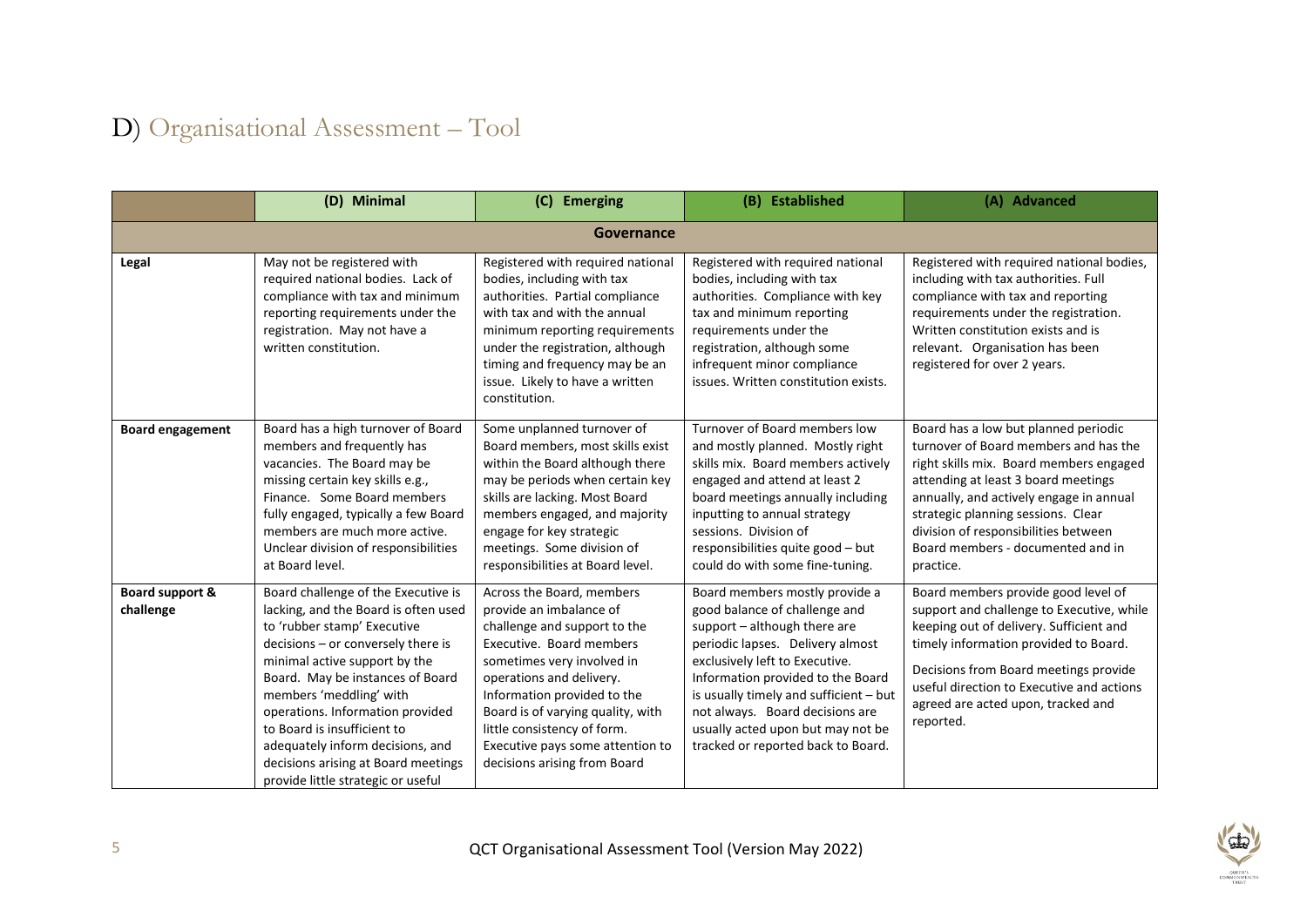# D) Organisational Assessment – Tool

| | (D) Minimal | (C) Emerging | (B) Established | (A) Advanced |
|---|---|---|---|---|
| **Governance** | | | | |
| **Legal** | May not be registered with required national bodies. Lack of compliance with tax and minimum reporting requirements under the registration. May not have a written constitution. | Registered with required national bodies, including with tax authorities. Partial compliance with tax and with the annual minimum reporting requirements under the registration, although timing and frequency may be an issue. Likely to have a written constitution. | Registered with required national bodies, including with tax authorities. Compliance with key tax and minimum reporting requirements under the registration, although some infrequent minor compliance issues. Written constitution exists. | Registered with required national bodies, including with tax authorities. Full compliance with tax and reporting requirements under the registration. Written constitution exists and is relevant. Organisation has been registered for over 2 years. |
| **Board engagement** | Board has a high turnover of Board members and frequently has vacancies. The Board may be missing certain key skills e.g., Finance. Some Board members fully engaged, typically a few Board members are much more active. Unclear division of responsibilities at Board level. | Some unplanned turnover of Board members, most skills exist within the Board although there may be periods when certain key skills are lacking. Most Board members engaged, and majority engage for key strategic meetings. Some division of responsibilities at Board level. | Turnover of Board members low and mostly planned. Mostly right skills mix. Board members actively engaged and attend at least 2 board meetings annually including inputting to annual strategy sessions. Division of responsibilities quite good – but could do with some fine-tuning. | Board has a low but planned periodic turnover of Board members and has the right skills mix. Board members engaged attending at least 3 board meetings annually, and actively engage in annual strategic planning sessions. Clear division of responsibilities between Board members - documented and in practice. |
| **Board support & challenge** | Board challenge of the Executive is lacking, and the Board is often used to 'rubber stamp' Executive decisions – or conversely there is minimal active support by the Board. May be instances of Board members 'meddling' with operations. Information provided to Board is insufficient to adequately inform decisions, and decisions arising at Board meetings provide little strategic or useful | Across the Board, members provide an imbalance of challenge and support to the Executive. Board members sometimes very involved in operations and delivery. Information provided to the Board is of varying quality, with little consistency of form. Executive pays some attention to decisions arising from Board | Board members mostly provide a good balance of challenge and support – although there are periodic lapses. Delivery almost exclusively left to Executive. Information provided to the Board is usually timely and sufficient – but not always. Board decisions are usually acted upon but may not be tracked or reported back to Board. | Board members provide good level of support and challenge to Executive, while keeping out of delivery. Sufficient and timely information provided to Board.<br><br>Decisions from Board meetings provide useful direction to Executive and actions agreed are acted upon, tracked and reported. |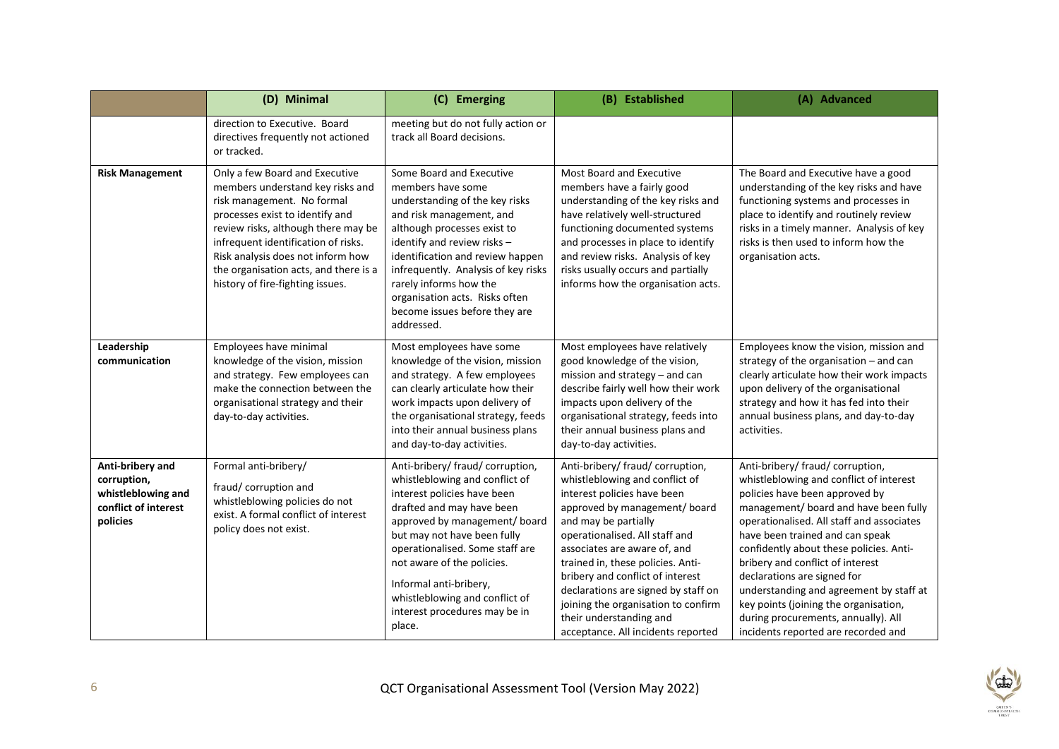| | (D) Minimal | (C) Emerging | (B) Established | (A) Advanced |
|---|---|---|---|---|
| | direction to Executive. Board directives frequently not actioned or tracked. | meeting but do not fully action or track all Board decisions. | | |
| **Risk Management** | Only a few Board and Executive members understand key risks and risk management. No formal processes exist to identify and review risks, although there may be infrequent identification of risks. Risk analysis does not inform how the organisation acts, and there is a history of fire-fighting issues. | Some Board and Executive members have some understanding of the key risks and risk management, and although processes exist to identify and review risks – identification and review happen infrequently. Analysis of key risks rarely informs how the organisation acts. Risks often become issues before they are addressed. | Most Board and Executive members have a fairly good understanding of the key risks and have relatively well-structured functioning documented systems and processes in place to identify and review risks. Analysis of key risks usually occurs and partially informs how the organisation acts. | The Board and Executive have a good understanding of the key risks and have functioning systems and processes in place to identify and routinely review risks in a timely manner. Analysis of key risks is then used to inform how the organisation acts. |
| **Leadership communication** | Employees have minimal knowledge of the vision, mission and strategy. Few employees can make the connection between the organisational strategy and their day-to-day activities. | Most employees have some knowledge of the vision, mission and strategy. A few employees can clearly articulate how their work impacts upon delivery of the organisational strategy, feeds into their annual business plans and day-to-day activities. | Most employees have relatively good knowledge of the vision, mission and strategy – and can describe fairly well how their work impacts upon delivery of the organisational strategy, feeds into their annual business plans and day-to-day activities. | Employees know the vision, mission and strategy of the organisation – and can clearly articulate how their work impacts upon delivery of the organisational strategy and how it has fed into their annual business plans, and day-to-day activities. |
| **Anti-bribery and corruption, whistleblowing and conflict of interest policies** | Formal anti-bribery/ fraud/ corruption and whistleblowing policies do not exist. A formal conflict of interest policy does not exist. | Anti-bribery/ fraud/ corruption, whistleblowing and conflict of interest policies have been drafted and may have been approved by management/ board but may not have been fully operationalised. Some staff are not aware of the policies. <br><br> Informal anti-bribery, whistleblowing and conflict of interest procedures may be in place. | Anti-bribery/ fraud/ corruption, whistleblowing and conflict of interest policies have been approved by management/ board and may be partially operationalised. All staff and associates are aware of, and trained in, these policies. Anti-bribery and conflict of interest declarations are signed by staff on joining the organisation to confirm their understanding and acceptance. All incidents reported | Anti-bribery/ fraud/ corruption, whistleblowing and conflict of interest policies have been approved by management/ board and have been fully operationalised. All staff and associates have been trained and can speak confidently about these policies. Anti-bribery and conflict of interest declarations are signed for understanding and agreement by staff at key points (joining the organisation, during procurements, annually). All incidents reported are recorded and |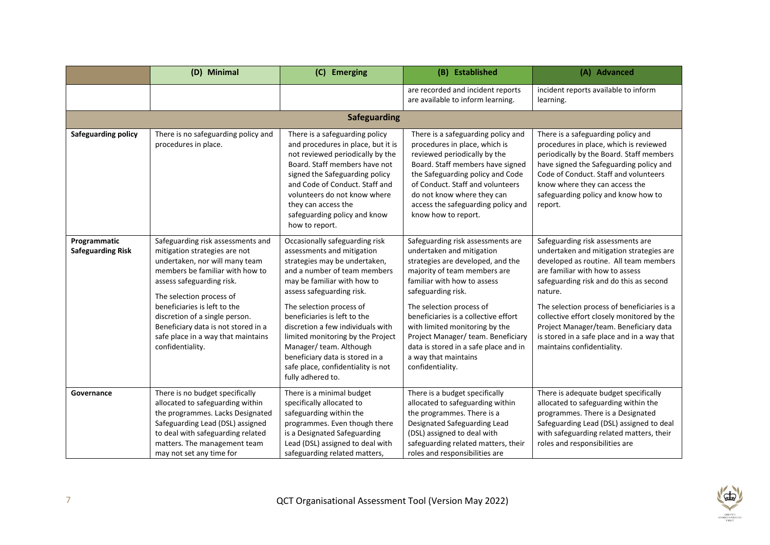| | (D) Minimal | (C) Emerging | (B) Established | (A) Advanced |
|---|---|---|---|---|
| | | | are recorded and incident reports are available to inform learning. | incident reports available to inform learning. |
| **Safeguarding** | | | | |
| **Safeguarding policy** | There is no safeguarding policy and procedures in place. | There is a safeguarding policy and procedures in place, but it is not reviewed periodically by the Board. Staff members have not signed the Safeguarding policy and Code of Conduct. Staff and volunteers do not know where they can access the safeguarding policy and know how to report. | There is a safeguarding policy and procedures in place, which is reviewed periodically by the Board. Staff members have signed the Safeguarding policy and Code of Conduct. Staff and volunteers do not know where they can access the safeguarding policy and know how to report. | There is a safeguarding policy and procedures in place, which is reviewed periodically by the Board. Staff members have signed the Safeguarding policy and Code of Conduct. Staff and volunteers know where they can access the safeguarding policy and know how to report. |
| **Programmatic Safeguarding Risk** | Safeguarding risk assessments and mitigation strategies are not undertaken, nor will many team members be familiar with how to assess safeguarding risk.<br><br>The selection process of beneficiaries is left to the discretion of a single person. Beneficiary data is not stored in a safe place in a way that maintains confidentiality. | Occasionally safeguarding risk assessments and mitigation strategies may be undertaken, and a number of team members may be familiar with how to assess safeguarding risk.<br><br>The selection process of beneficiaries is left to the discretion a few individuals with limited monitoring by the Project Manager/ team. Although beneficiary data is stored in a safe place, confidentiality is not fully adhered to. | Safeguarding risk assessments are undertaken and mitigation strategies are developed, and the majority of team members are familiar with how to assess safeguarding risk.<br><br>The selection process of beneficiaries is a collective effort with limited monitoring by the Project Manager/ team. Beneficiary data is stored in a safe place and in a way that maintains confidentiality. | Safeguarding risk assessments are undertaken and mitigation strategies are developed as routine. All team members are familiar with how to assess safeguarding risk and do this as second nature.<br><br>The selection process of beneficiaries is a collective effort closely monitored by the Project Manager/team. Beneficiary data is stored in a safe place and in a way that maintains confidentiality. |
| **Governance** | There is no budget specifically allocated to safeguarding within the programmes. Lacks Designated Safeguarding Lead (DSL) assigned to deal with safeguarding related matters. The management team may not set any time for | There is a minimal budget specifically allocated to safeguarding within the programmes. Even though there is a Designated Safeguarding Lead (DSL) assigned to deal with safeguarding related matters, | There is a budget specifically allocated to safeguarding within the programmes. There is a Designated Safeguarding Lead (DSL) assigned to deal with safeguarding related matters, their roles and responsibilities are | There is adequate budget specifically allocated to safeguarding within the programmes. There is a Designated Safeguarding Lead (DSL) assigned to deal with safeguarding related matters, their roles and responsibilities are |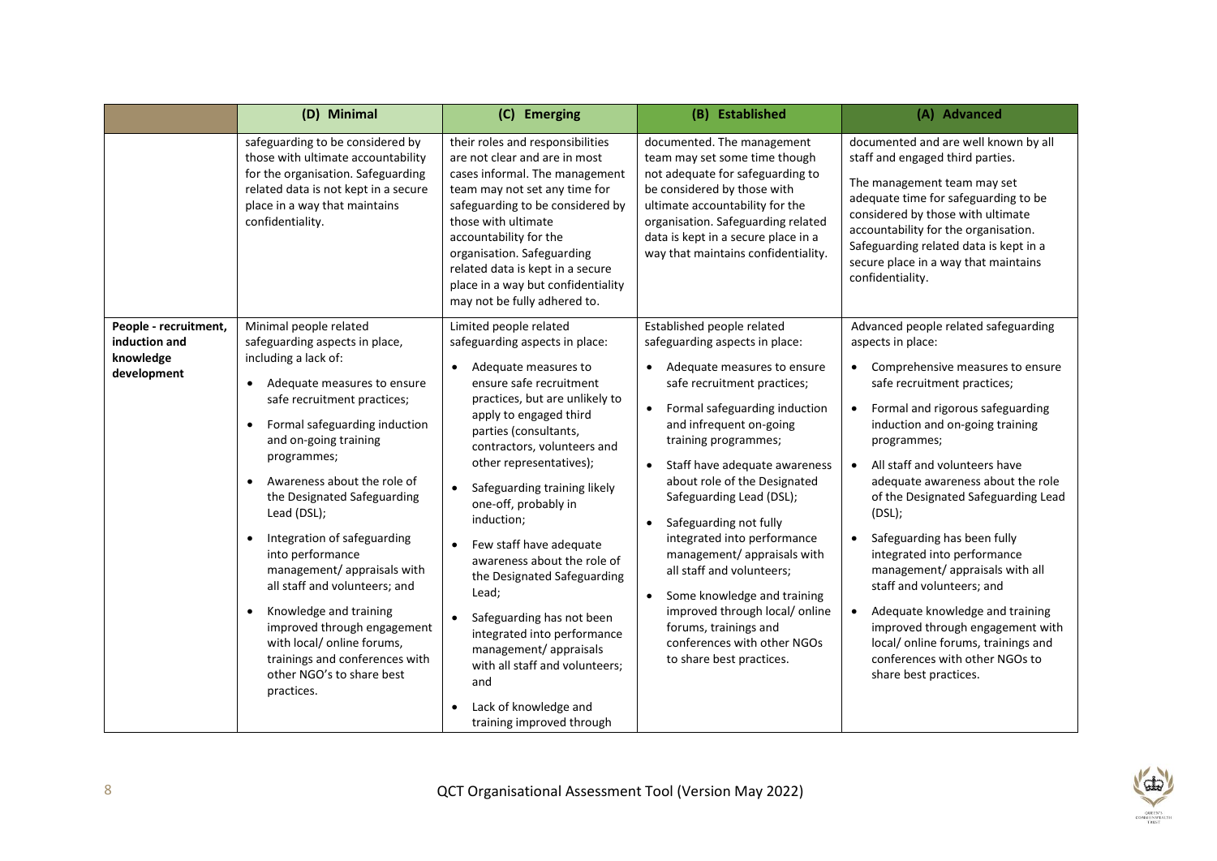| | (D) Minimal | (C) Emerging | (B) Established | (A) Advanced |
|---|---|---|---|---|
| | safeguarding to be considered by those with ultimate accountability for the organisation. Safeguarding related data is not kept in a secure place in a way that maintains confidentiality. | their roles and responsibilities are not clear and are in most cases informal. The management team may not set any time for safeguarding to be considered by those with ultimate accountability for the organisation. Safeguarding related data is kept in a secure place in a way but confidentiality may not be fully adhered to. | documented. The management team may set some time though not adequate for safeguarding to be considered by those with ultimate accountability for the organisation. Safeguarding related data is kept in a secure place in a way that maintains confidentiality. | documented and are well known by all staff and engaged third parties.<br><br>The management team may set adequate time for safeguarding to be considered by those with ultimate accountability for the organisation. Safeguarding related data is kept in a secure place in a way that maintains confidentiality. |
| **People - recruitment, induction and knowledge development** | Minimal people related safeguarding aspects in place, including a lack of:<br>• Adequate measures to ensure safe recruitment practices;<br>• Formal safeguarding induction and on-going training programmes;<br>• Awareness about the role of the Designated Safeguarding Lead (DSL);<br>• Integration of safeguarding into performance management/ appraisals with all staff and volunteers; and<br>• Knowledge and training improved through engagement with local/ online forums, trainings and conferences with other NGO's to share best practices. | Limited people related safeguarding aspects in place:<br>• Adequate measures to ensure safe recruitment practices, but are unlikely to apply to engaged third parties (consultants, contractors, volunteers and other representatives);<br>• Safeguarding training likely one-off, probably in induction;<br>• Few staff have adequate awareness about the role of the Designated Safeguarding Lead;<br>• Safeguarding has not been integrated into performance management/ appraisals with all staff and volunteers; and<br>• Lack of knowledge and training improved through | Established people related safeguarding aspects in place:<br>• Adequate measures to ensure safe recruitment practices;<br>• Formal safeguarding induction and infrequent on-going training programmes;<br>• Staff have adequate awareness about role of the Designated Safeguarding Lead (DSL);<br>• Safeguarding not fully integrated into performance management/ appraisals with all staff and volunteers;<br>• Some knowledge and training improved through local/ online forums, trainings and conferences with other NGOs to share best practices. | Advanced people related safeguarding aspects in place:<br>• Comprehensive measures to ensure safe recruitment practices;<br>• Formal and rigorous safeguarding induction and on-going training programmes;<br>• All staff and volunteers have adequate awareness about the role of the Designated Safeguarding Lead (DSL);<br>• Safeguarding has been fully integrated into performance management/ appraisals with all staff and volunteers; and<br>• Adequate knowledge and training improved through engagement with local/ online forums, trainings and conferences with other NGOs to share best practices. |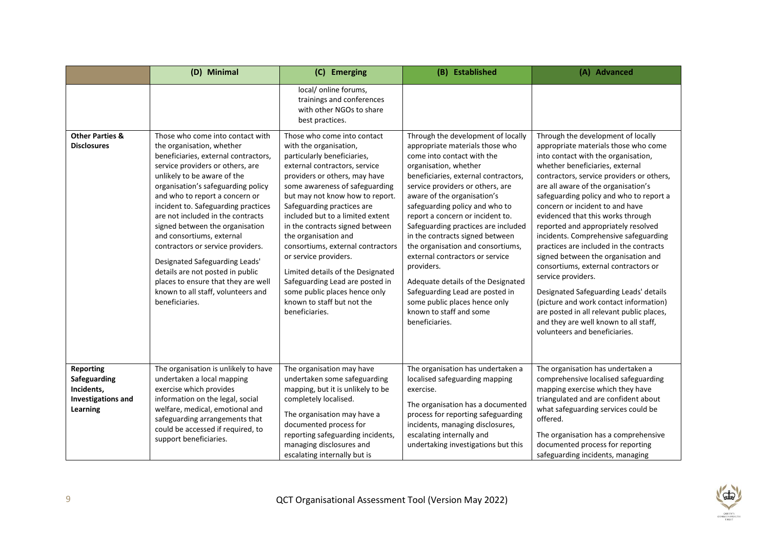| | (D) Minimal | (C) Emerging | (B) Established | (A) Advanced |
|---|---|---|---|---|
| | | local/ online forums, trainings and conferences with other NGOs to share best practices. | | |
| **Other Parties & Disclosures** | Those who come into contact with the organisation, whether beneficiaries, external contractors, service providers or others, are unlikely to be aware of the organisation's safeguarding policy and who to report a concern or incident to. Safeguarding practices are not included in the contracts signed between the organisation and consortiums, external contractors or service providers.<br><br>Designated Safeguarding Leads' details are not posted in public places to ensure that they are well known to all staff, volunteers and beneficiaries. | Those who come into contact with the organisation, particularly beneficiaries, external contractors, service providers or others, may have some awareness of safeguarding but may not know how to report. Safeguarding practices are included but to a limited extent in the contracts signed between the organisation and consortiums, external contractors or service providers.<br><br>Limited details of the Designated Safeguarding Lead are posted in some public places hence only known to staff but not the beneficiaries. | Through the development of locally appropriate materials those who come into contact with the organisation, whether beneficiaries, external contractors, service providers or others, are aware of the organisation's safeguarding policy and who to report a concern or incident to. Safeguarding practices are included in the contracts signed between the organisation and consortiums, external contractors or service providers.<br><br>Adequate details of the Designated Safeguarding Lead are posted in some public places hence only known to staff and some beneficiaries. | Through the development of locally appropriate materials those who come into contact with the organisation, whether beneficiaries, external contractors, service providers or others, are all aware of the organisation's safeguarding policy and who to report a concern or incident to and have evidenced that this works through reported and appropriately resolved incidents. Comprehensive safeguarding practices are included in the contracts signed between the organisation and consortiums, external contractors or service providers.<br><br>Designated Safeguarding Leads' details (picture and work contact information) are posted in all relevant public places, and they are well known to all staff, volunteers and beneficiaries. |
| **Reporting Safeguarding Incidents, Investigations and Learning** | The organisation is unlikely to have undertaken a local mapping exercise which provides information on the legal, social welfare, medical, emotional and safeguarding arrangements that could be accessed if required, to support beneficiaries. | The organisation may have undertaken some safeguarding mapping, but it is unlikely to be completely localised.<br><br>The organisation may have a documented process for reporting safeguarding incidents, managing disclosures and escalating internally but is | The organisation has undertaken a localised safeguarding mapping exercise.<br><br>The organisation has a documented process for reporting safeguarding incidents, managing disclosures, escalating internally and undertaking investigations but this | The organisation has undertaken a comprehensive localised safeguarding mapping exercise which they have triangulated and are confident about what safeguarding services could be offered.<br><br>The organisation has a comprehensive documented process for reporting safeguarding incidents, managing |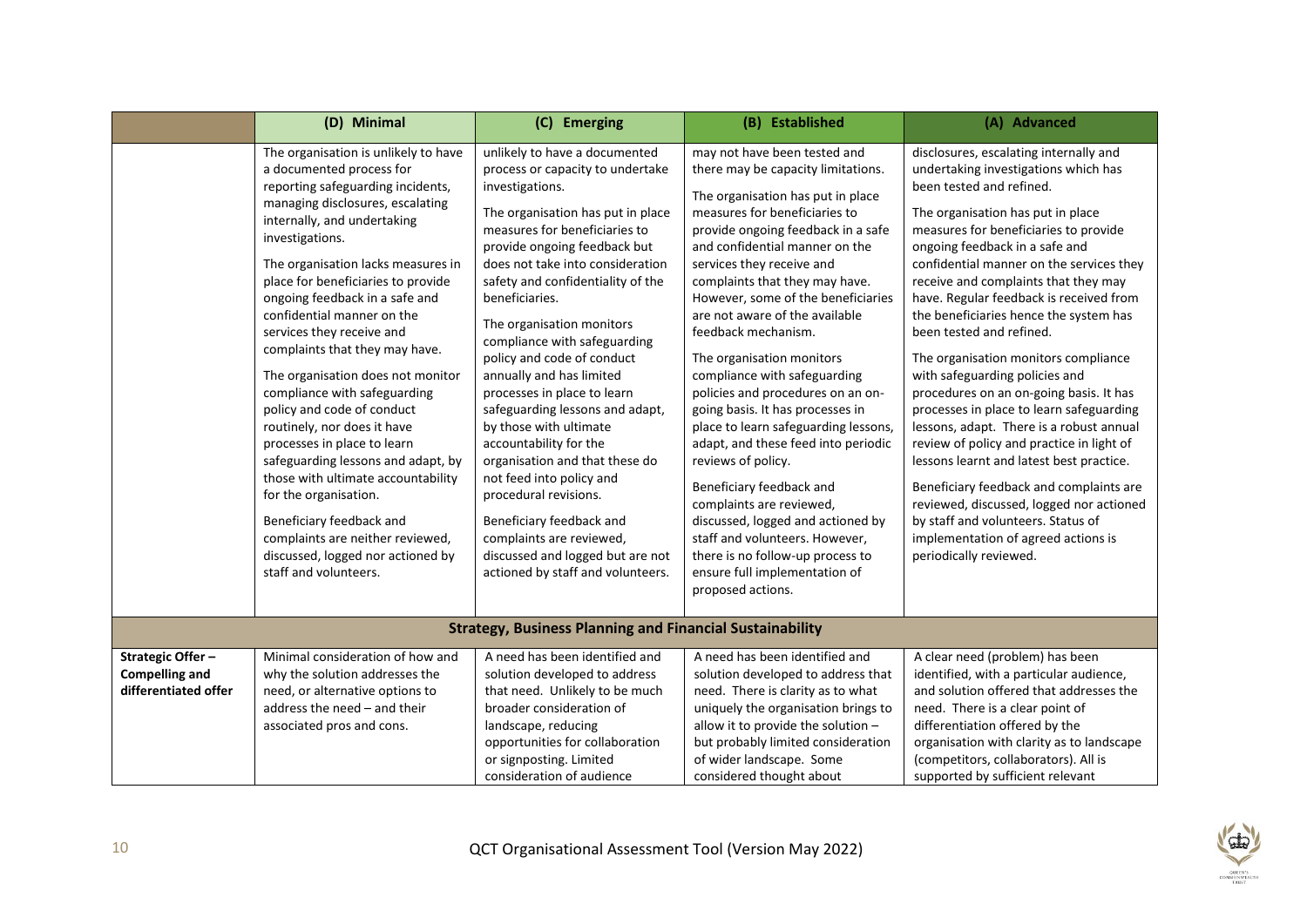| | (D) Minimal | (C) Emerging | (B) Established | (A) Advanced |
|---|---|---|---|---|
| | The organisation is unlikely to have a documented process for reporting safeguarding incidents, managing disclosures, escalating internally, and undertaking investigations.<br><br>The organisation lacks measures in place for beneficiaries to provide ongoing feedback in a safe and confidential manner on the services they receive and complaints that they may have.<br><br>The organisation does not monitor compliance with safeguarding policy and code of conduct routinely, nor does it have processes in place to learn safeguarding lessons and adapt, by those with ultimate accountability for the organisation.<br><br>Beneficiary feedback and complaints are neither reviewed, discussed, logged nor actioned by staff and volunteers. | unlikely to have a documented process or capacity to undertake investigations.<br><br>The organisation has put in place measures for beneficiaries to provide ongoing feedback but does not take into consideration safety and confidentiality of the beneficiaries.<br><br>The organisation monitors compliance with safeguarding policy and code of conduct annually and has limited processes in place to learn safeguarding lessons and adapt, by those with ultimate accountability for the organisation and that these do not feed into policy and procedural revisions.<br><br>Beneficiary feedback and complaints are reviewed, discussed and logged but are not actioned by staff and volunteers. | may not have been tested and there may be capacity limitations.<br><br>The organisation has put in place measures for beneficiaries to provide ongoing feedback in a safe and confidential manner on the services they receive and complaints that they may have. However, some of the beneficiaries are not aware of the available feedback mechanism.<br><br>The organisation monitors compliance with safeguarding policies and procedures on an on-going basis. It has processes in place to learn safeguarding lessons, adapt, and these feed into periodic reviews of policy.<br><br>Beneficiary feedback and complaints are reviewed, discussed, logged and actioned by staff and volunteers. However, there is no follow-up process to ensure full implementation of proposed actions. | disclosures, escalating internally and undertaking investigations which has been tested and refined.<br><br>The organisation has put in place measures for beneficiaries to provide ongoing feedback in a safe and confidential manner on the services they receive and complaints that they may have. Regular feedback is received from the beneficiaries hence the system has been tested and refined.<br><br>The organisation monitors compliance with safeguarding policies and procedures on an on-going basis. It has processes in place to learn safeguarding lessons, adapt. There is a robust annual review of policy and practice in light of lessons learnt and latest best practice.<br><br>Beneficiary feedback and complaints are reviewed, discussed, logged nor actioned by staff and volunteers. Status of implementation of agreed actions is periodically reviewed. |
| **Strategy, Business Planning and Financial Sustainability** | | | | |
| **Strategic Offer – Compelling and differentiated offer** | Minimal consideration of how and why the solution addresses the need, or alternative options to address the need – and their associated pros and cons. | A need has been identified and solution developed to address that need. Unlikely to be much broader consideration of landscape, reducing opportunities for collaboration or signposting. Limited consideration of audience | A need has been identified and solution developed to address that need. There is clarity as to what uniquely the organisation brings to allow it to provide the solution – but probably limited consideration of wider landscape. Some considered thought about | A clear need (problem) has been identified, with a particular audience, and solution offered that addresses the need. There is a clear point of differentiation offered by the organisation with clarity as to landscape (competitors, collaborators). All is supported by sufficient relevant |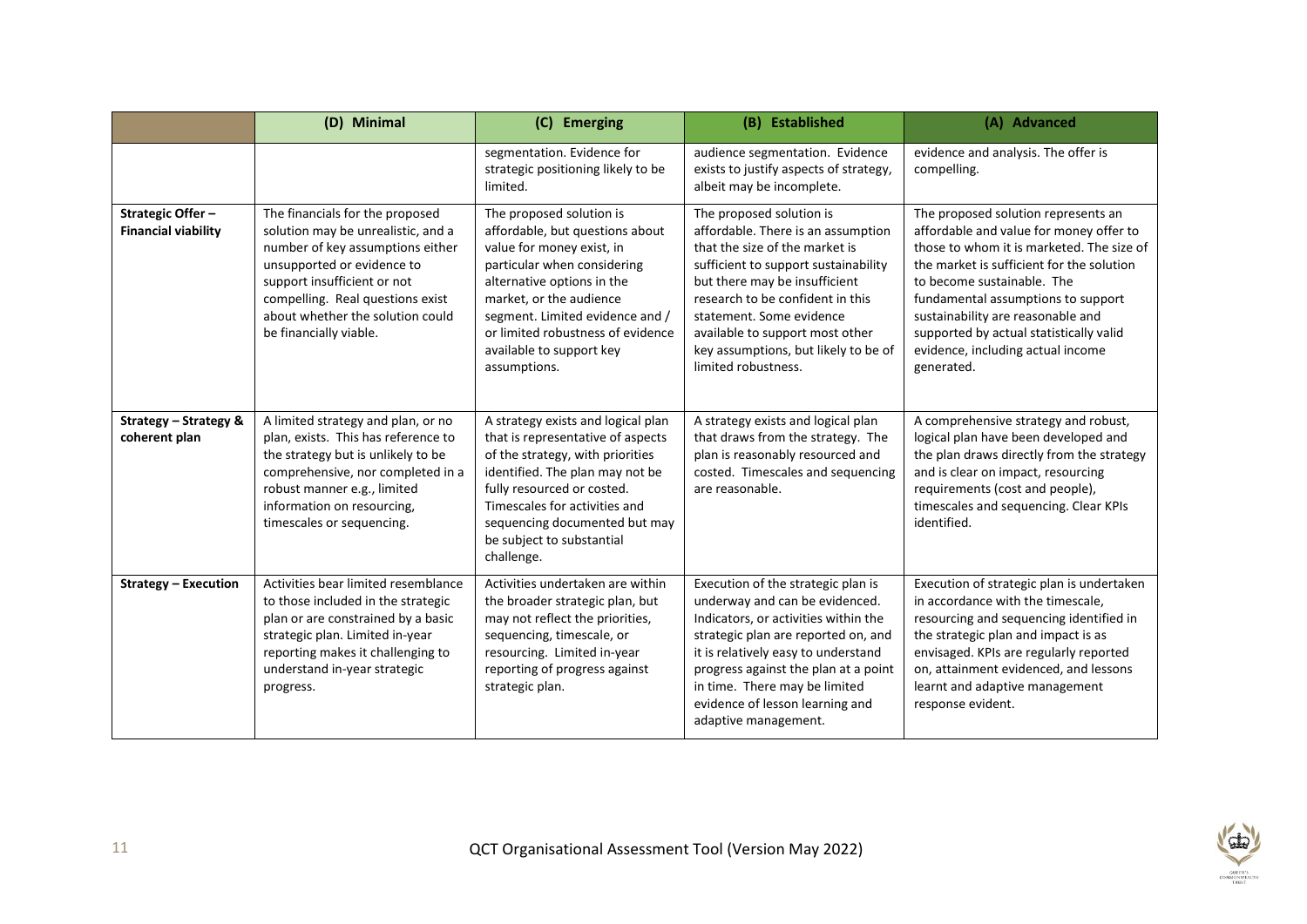|  | (D) Minimal | (C) Emerging | (B) Established | (A) Advanced |
|---|---|---|---|---|
|  |  | segmentation. Evidence for strategic positioning likely to be limited. | audience segmentation. Evidence exists to justify aspects of strategy, albeit may be incomplete. | evidence and analysis. The offer is compelling. |
| **Strategic Offer – Financial viability** | The financials for the proposed solution may be unrealistic, and a number of key assumptions either unsupported or evidence to support insufficient or not compelling. Real questions exist about whether the solution could be financially viable. | The proposed solution is affordable, but questions about value for money exist, in particular when considering alternative options in the market, or the audience segment. Limited evidence and / or limited robustness of evidence available to support key assumptions. | The proposed solution is affordable. There is an assumption that the size of the market is sufficient to support sustainability but there may be insufficient research to be confident in this statement. Some evidence available to support most other key assumptions, but likely to be of limited robustness. | The proposed solution represents an affordable and value for money offer to those to whom it is marketed. The size of the market is sufficient for the solution to become sustainable. The fundamental assumptions to support sustainability are reasonable and supported by actual statistically valid evidence, including actual income generated. |
| **Strategy – Strategy & coherent plan** | A limited strategy and plan, or no plan, exists. This has reference to the strategy but is unlikely to be comprehensive, nor completed in a robust manner e.g., limited information on resourcing, timescales or sequencing. | A strategy exists and logical plan that is representative of aspects of the strategy, with priorities identified. The plan may not be fully resourced or costed. Timescales for activities and sequencing documented but may be subject to substantial challenge. | A strategy exists and logical plan that draws from the strategy. The plan is reasonably resourced and costed. Timescales and sequencing are reasonable. | A comprehensive strategy and robust, logical plan have been developed and the plan draws directly from the strategy and is clear on impact, resourcing requirements (cost and people), timescales and sequencing. Clear KPIs identified. |
| **Strategy – Execution** | Activities bear limited resemblance to those included in the strategic plan or are constrained by a basic strategic plan. Limited in-year reporting makes it challenging to understand in-year strategic progress. | Activities undertaken are within the broader strategic plan, but may not reflect the priorities, sequencing, timescale, or resourcing. Limited in-year reporting of progress against strategic plan. | Execution of the strategic plan is underway and can be evidenced. Indicators, or activities within the strategic plan are reported on, and it is relatively easy to understand progress against the plan at a point in time. There may be limited evidence of lesson learning and adaptive management. | Execution of strategic plan is undertaken in accordance with the timescale, resourcing and sequencing identified in the strategic plan and impact is as envisaged. KPIs are regularly reported on, attainment evidenced, and lessons learnt and adaptive management response evident. |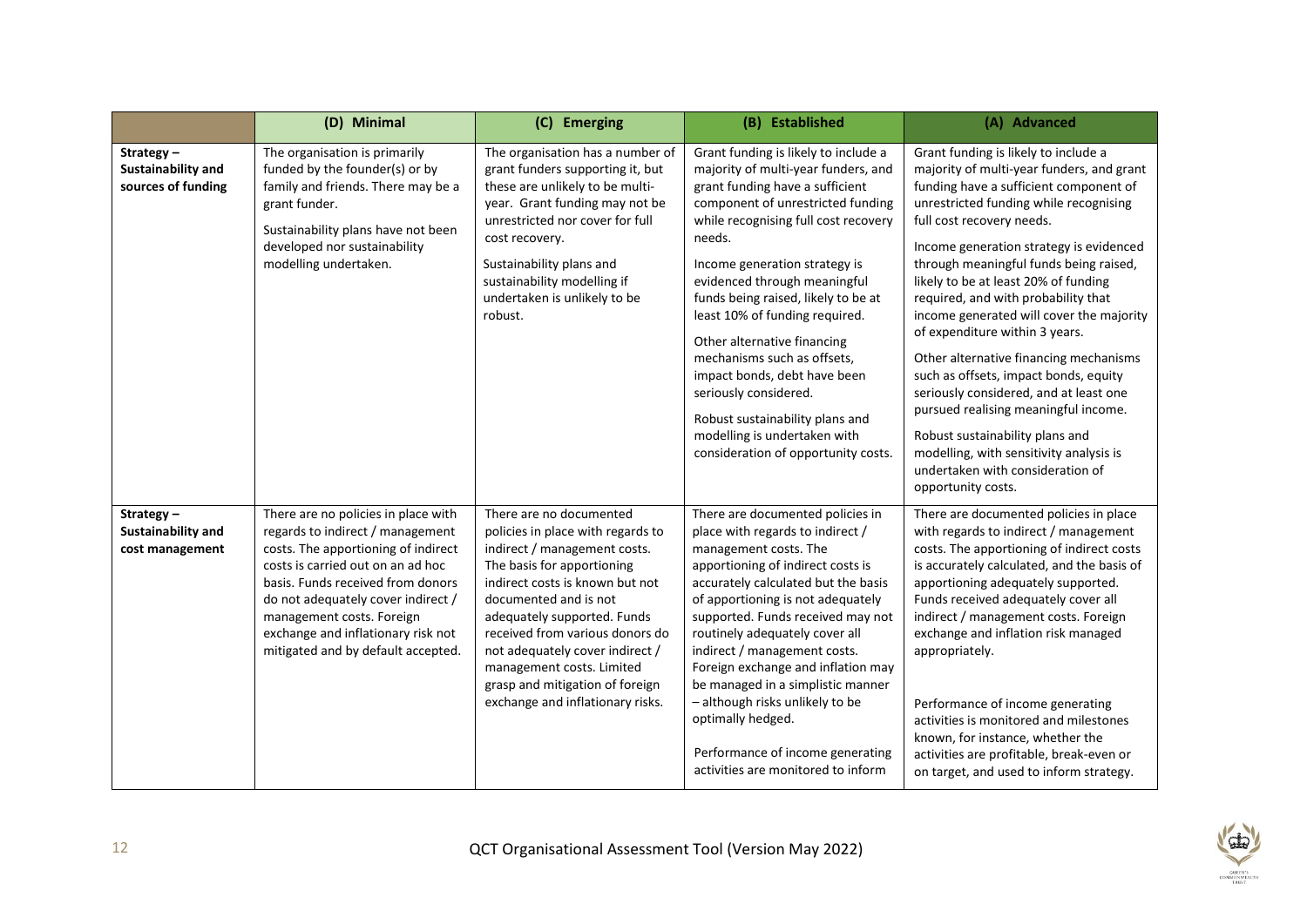| | (D) Minimal | (C) Emerging | (B) Established | (A) Advanced |
|---|---|---|---|---|
| **Strategy – Sustainability and sources of funding** | The organisation is primarily funded by the founder(s) or by family and friends. There may be a grant funder.<br><br>Sustainability plans have not been developed nor sustainability modelling undertaken. | The organisation has a number of grant funders supporting it, but these are unlikely to be multi-year. Grant funding may not be unrestricted nor cover for full cost recovery.<br><br>Sustainability plans and sustainability modelling if undertaken is unlikely to be robust. | Grant funding is likely to include a majority of multi-year funders, and grant funding have a sufficient component of unrestricted funding while recognising full cost recovery needs.<br><br>Income generation strategy is evidenced through meaningful funds being raised, likely to be at least 10% of funding required.<br><br>Other alternative financing mechanisms such as offsets, impact bonds, debt have been seriously considered.<br><br>Robust sustainability plans and modelling is undertaken with consideration of opportunity costs. | Grant funding is likely to include a majority of multi-year funders, and grant funding have a sufficient component of unrestricted funding while recognising full cost recovery needs.<br><br>Income generation strategy is evidenced through meaningful funds being raised, likely to be at least 20% of funding required, and with probability that income generated will cover the majority of expenditure within 3 years.<br><br>Other alternative financing mechanisms such as offsets, impact bonds, equity seriously considered, and at least one pursued realising meaningful income.<br><br>Robust sustainability plans and modelling, with sensitivity analysis is undertaken with consideration of opportunity costs. |
| **Strategy – Sustainability and cost management** | There are no policies in place with regards to indirect / management costs. The apportioning of indirect costs is carried out on an ad hoc basis. Funds received from donors do not adequately cover indirect / management costs. Foreign exchange and inflationary risk not mitigated and by default accepted. | There are no documented policies in place with regards to indirect / management costs. The basis for apportioning indirect costs is known but not documented and is not adequately supported. Funds received from various donors do not adequately cover indirect / management costs. Limited grasp and mitigation of foreign exchange and inflationary risks. | There are documented policies in place with regards to indirect / management costs. The apportioning of indirect costs is accurately calculated but the basis of apportioning is not adequately supported. Funds received may not routinely adequately cover all indirect / management costs. Foreign exchange and inflation may be managed in a simplistic manner – although risks unlikely to be optimally hedged.<br><br>Performance of income generating activities are monitored to inform | There are documented policies in place with regards to indirect / management costs. The apportioning of indirect costs is accurately calculated, and the basis of apportioning adequately supported. Funds received adequately cover all indirect / management costs. Foreign exchange and inflation risk managed appropriately.<br><br>Performance of income generating activities is monitored and milestones known, for instance, whether the activities are profitable, break-even or on target, and used to inform strategy. |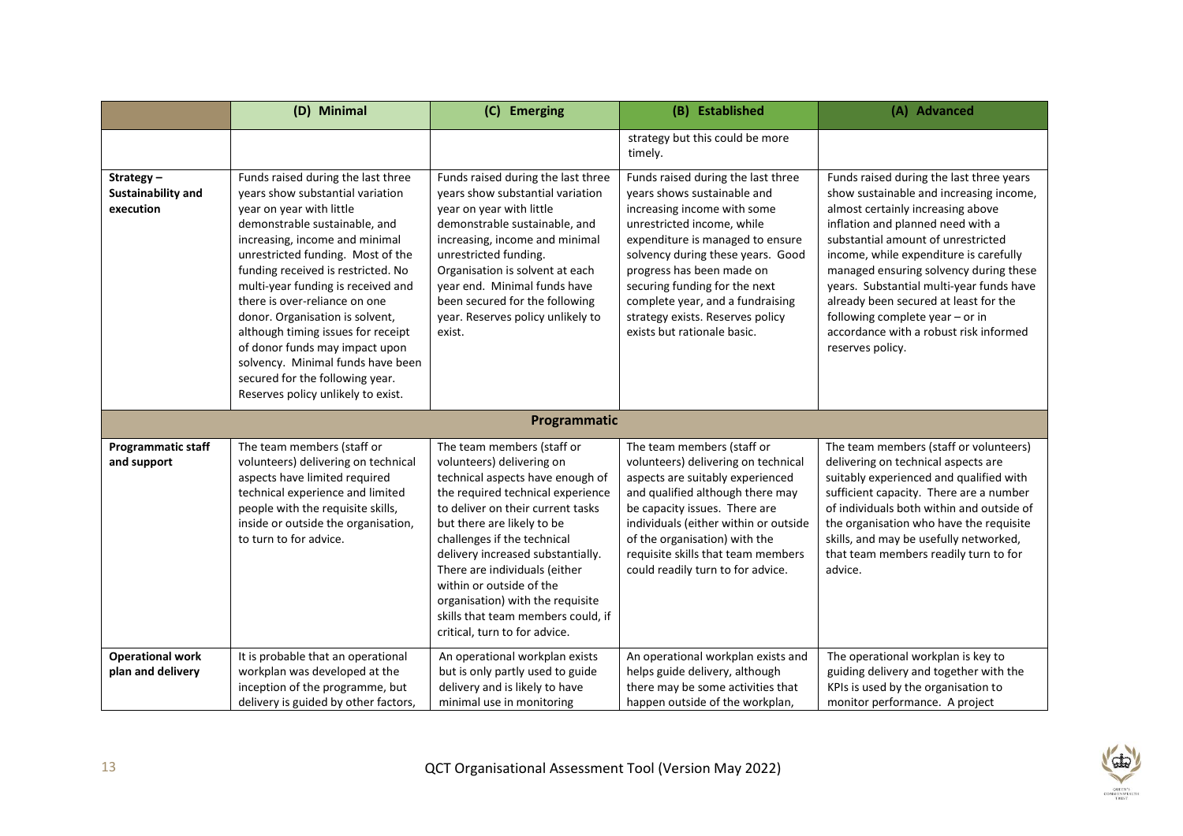| | (D) Minimal | (C) Emerging | (B) Established | (A) Advanced |
|---|---|---|---|---|
| | | | strategy but this could be more timely. | |
| **Strategy – Sustainability and execution** | Funds raised during the last three years show substantial variation year on year with little demonstrable sustainable, and increasing, income and minimal unrestricted funding. Most of the funding received is restricted. No multi-year funding is received and there is over-reliance on one donor. Organisation is solvent, although timing issues for receipt of donor funds may impact upon solvency. Minimal funds have been secured for the following year. Reserves policy unlikely to exist. | Funds raised during the last three years show substantial variation year on year with little demonstrable sustainable, and increasing, income and minimal unrestricted funding. Organisation is solvent at each year end. Minimal funds have been secured for the following year. Reserves policy unlikely to exist. | Funds raised during the last three years shows sustainable and increasing income with some unrestricted income, while expenditure is managed to ensure solvency during these years. Good progress has been made on securing funding for the next complete year, and a fundraising strategy exists. Reserves policy exists but rationale basic. | Funds raised during the last three years show sustainable and increasing income, almost certainly increasing above inflation and planned need with a substantial amount of unrestricted income, while expenditure is carefully managed ensuring solvency during these years. Substantial multi-year funds have already been secured at least for the following complete year – or in accordance with a robust risk informed reserves policy. |
| | | **Programmatic** | | |
| **Programmatic staff and support** | The team members (staff or volunteers) delivering on technical aspects have limited required technical experience and limited people with the requisite skills, inside or outside the organisation, to turn to for advice. | The team members (staff or volunteers) delivering on technical aspects have enough of the required technical experience to deliver on their current tasks but there are likely to be challenges if the technical delivery increased substantially. There are individuals (either within or outside of the organisation) with the requisite skills that team members could, if critical, turn to for advice. | The team members (staff or volunteers) delivering on technical aspects are suitably experienced and qualified although there may be capacity issues. There are individuals (either within or outside of the organisation) with the requisite skills that team members could readily turn to for advice. | The team members (staff or volunteers) delivering on technical aspects are suitably experienced and qualified with sufficient capacity. There are a number of individuals both within and outside of the organisation who have the requisite skills, and may be usefully networked, that team members readily turn to for advice. |
| **Operational work plan and delivery** | It is probable that an operational workplan was developed at the inception of the programme, but delivery is guided by other factors, | An operational workplan exists but is only partly used to guide delivery and is likely to have minimal use in monitoring | An operational workplan exists and helps guide delivery, although there may be some activities that happen outside of the workplan, | The operational workplan is key to guiding delivery and together with the KPIs is used by the organisation to monitor performance. A project |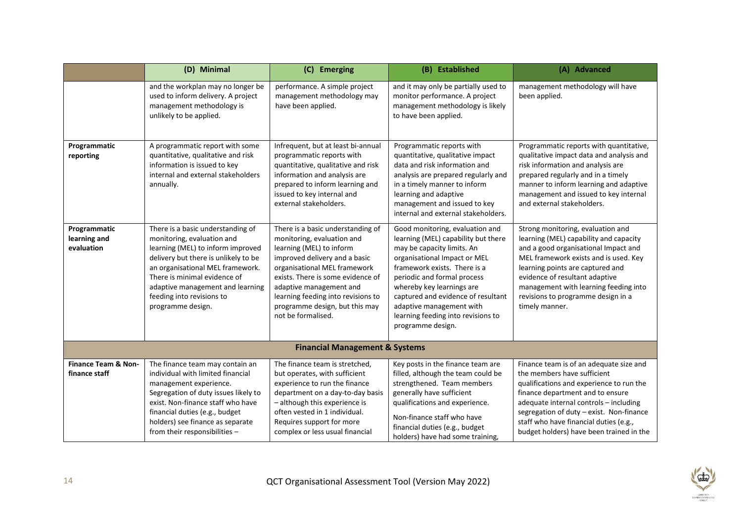|  | (D) Minimal | (C) Emerging | (B) Established | (A) Advanced |
|---|---|---|---|---|
|  | and the workplan may no longer be used to inform delivery. A project management methodology is unlikely to be applied. | performance. A simple project management methodology may have been applied. | and it may only be partially used to monitor performance. A project management methodology is likely to have been applied. | management methodology will have been applied. |
| **Programmatic reporting** | A programmatic report with some quantitative, qualitative and risk information is issued to key internal and external stakeholders annually. | Infrequent, but at least bi-annual programmatic reports with quantitative, qualitative and risk information and analysis are prepared to inform learning and issued to key internal and external stakeholders. | Programmatic reports with quantitative, qualitative impact data and risk information and analysis are prepared regularly and in a timely manner to inform learning and adaptive management and issued to key internal and external stakeholders. | Programmatic reports with quantitative, qualitative impact data and analysis and risk information and analysis are prepared regularly and in a timely manner to inform learning and adaptive management and issued to key internal and external stakeholders. |
| **Programmatic learning and evaluation** | There is a basic understanding of monitoring, evaluation and learning (MEL) to inform improved delivery but there is unlikely to be an organisational MEL framework. There is minimal evidence of adaptive management and learning feeding into revisions to programme design. | There is a basic understanding of monitoring, evaluation and learning (MEL) to inform improved delivery and a basic organisational MEL framework exists. There is some evidence of adaptive management and learning feeding into revisions to programme design, but this may not be formalised. | Good monitoring, evaluation and learning (MEL) capability but there may be capacity limits. An organisational Impact or MEL framework exists. There is a periodic and formal process whereby key learnings are captured and evidence of resultant adaptive management with learning feeding into revisions to programme design. | Strong monitoring, evaluation and learning (MEL) capability and capacity and a good organisational Impact and MEL framework exists and is used. Key learning points are captured and evidence of resultant adaptive management with learning feeding into revisions to programme design in a timely manner. |
| **Financial Management & Systems** | | | | |
| **Finance Team & Non-finance staff** | The finance team may contain an individual with limited financial management experience. Segregation of duty issues likely to exist. Non-finance staff who have financial duties (e.g., budget holders) see finance as separate from their responsibilities – | The finance team is stretched, but operates, with sufficient experience to run the finance department on a day-to-day basis – although this experience is often vested in 1 individual. Requires support for more complex or less usual financial | Key posts in the finance team are filled, although the team could be strengthened. Team members generally have sufficient qualifications and experience.<br><br>Non-finance staff who have financial duties (e.g., budget holders) have had some training, | Finance team is of an adequate size and the members have sufficient qualifications and experience to run the finance department and to ensure adequate internal controls – including segregation of duty – exist. Non-finance staff who have financial duties (e.g., budget holders) have been trained in the |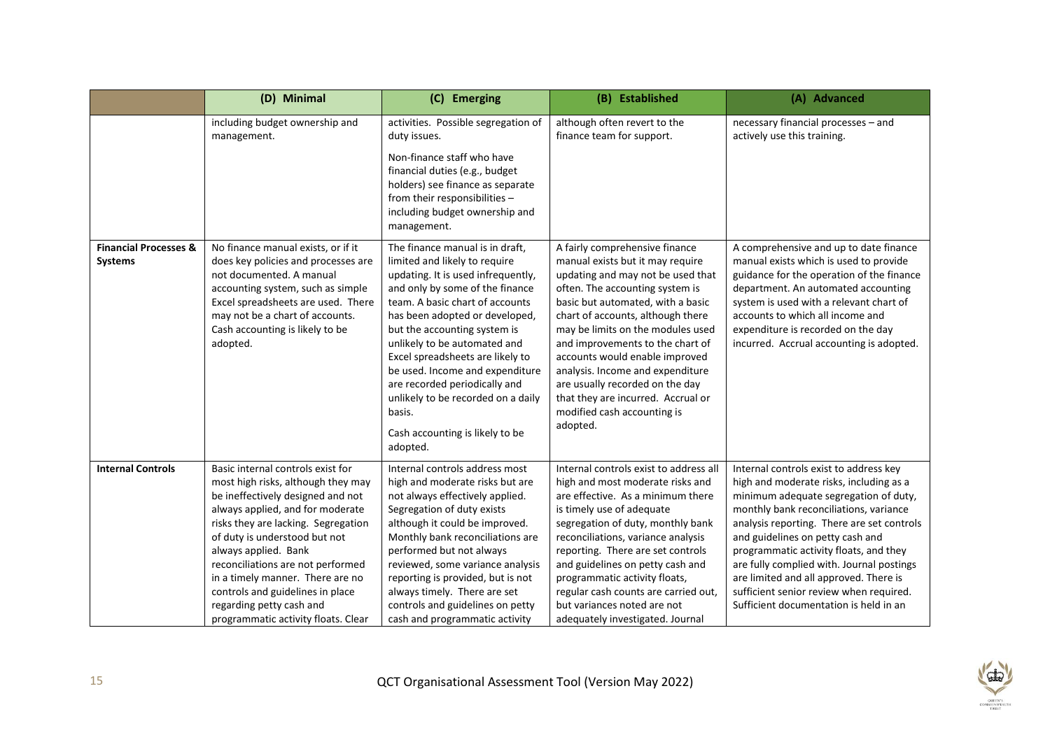| | (D) Minimal | (C) Emerging | (B) Established | (A) Advanced |
|---|---|---|---|---|
| | including budget ownership and management. | activities. Possible segregation of duty issues.<br><br>Non-finance staff who have financial duties (e.g., budget holders) see finance as separate from their responsibilities – including budget ownership and management. | although often revert to the finance team for support. | necessary financial processes – and actively use this training. |
| **Financial Processes & Systems** | No finance manual exists, or if it does key policies and processes are not documented. A manual accounting system, such as simple Excel spreadsheets are used. There may not be a chart of accounts. Cash accounting is likely to be adopted. | The finance manual is in draft, limited and likely to require updating. It is used infrequently, and only by some of the finance team. A basic chart of accounts has been adopted or developed, but the accounting system is unlikely to be automated and Excel spreadsheets are likely to be used. Income and expenditure are recorded periodically and unlikely to be recorded on a daily basis.<br><br>Cash accounting is likely to be adopted. | A fairly comprehensive finance manual exists but it may require updating and may not be used that often. The accounting system is basic but automated, with a basic chart of accounts, although there may be limits on the modules used and improvements to the chart of accounts would enable improved analysis. Income and expenditure are usually recorded on the day that they are incurred. Accrual or modified cash accounting is adopted. | A comprehensive and up to date finance manual exists which is used to provide guidance for the operation of the finance department. An automated accounting system is used with a relevant chart of accounts to which all income and expenditure is recorded on the day incurred. Accrual accounting is adopted. |
| **Internal Controls** | Basic internal controls exist for most high risks, although they may be ineffectively designed and not always applied, and for moderate risks they are lacking. Segregation of duty is understood but not always applied. Bank reconciliations are not performed in a timely manner. There are no controls and guidelines in place regarding petty cash and programmatic activity floats. Clear | Internal controls address most high and moderate risks but are not always effectively applied. Segregation of duty exists although it could be improved. Monthly bank reconciliations are performed but not always reviewed, some variance analysis reporting is provided, but is not always timely. There are set controls and guidelines on petty cash and programmatic activity | Internal controls exist to address all high and most moderate risks and are effective. As a minimum there is timely use of adequate segregation of duty, monthly bank reconciliations, variance analysis reporting. There are set controls and guidelines on petty cash and programmatic activity floats, regular cash counts are carried out, but variances noted are not adequately investigated. Journal | Internal controls exist to address key high and moderate risks, including as a minimum adequate segregation of duty, monthly bank reconciliations, variance analysis reporting. There are set controls and guidelines on petty cash and programmatic activity floats, and they are fully complied with. Journal postings are limited and all approved. There is sufficient senior review when required. Sufficient documentation is held in an |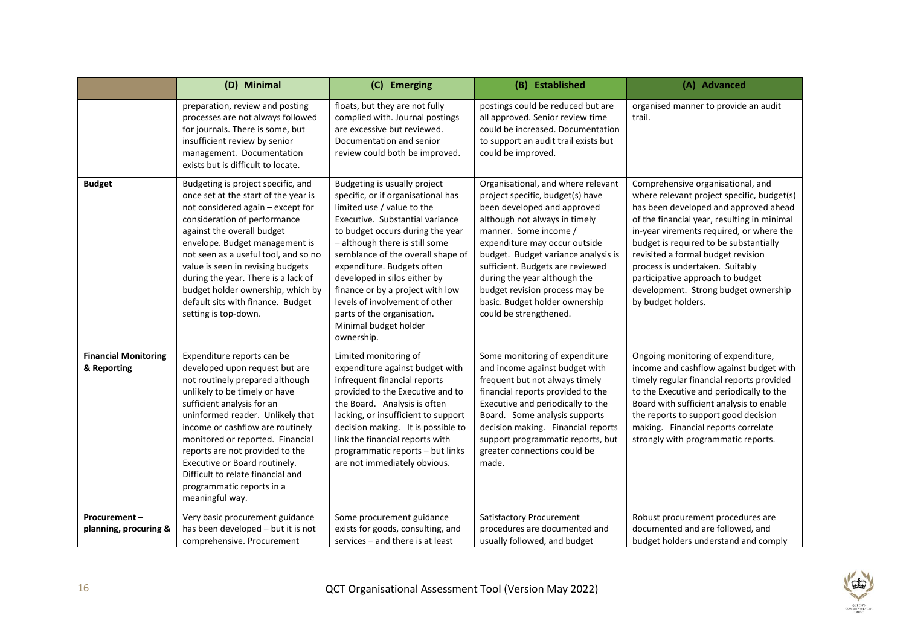| | (D) Minimal | (C) Emerging | (B) Established | (A) Advanced |
|---|---|---|---|---|
| | preparation, review and posting processes are not always followed for journals. There is some, but insufficient review by senior management. Documentation exists but is difficult to locate. | floats, but they are not fully complied with. Journal postings are excessive but reviewed. Documentation and senior review could both be improved. | postings could be reduced but are all approved. Senior review time could be increased. Documentation to support an audit trail exists but could be improved. | organised manner to provide an audit trail. |
| **Budget** | Budgeting is project specific, and once set at the start of the year is not considered again – except for consideration of performance against the overall budget envelope. Budget management is not seen as a useful tool, and so no value is seen in revising budgets during the year. There is a lack of budget holder ownership, which by default sits with finance. Budget setting is top-down. | Budgeting is usually project specific, or if organisational has limited use / value to the Executive. Substantial variance to budget occurs during the year – although there is still some semblance of the overall shape of expenditure. Budgets often developed in silos either by finance or by a project with low levels of involvement of other parts of the organisation. Minimal budget holder ownership. | Organisational, and where relevant project specific, budget(s) have been developed and approved although not always in timely manner. Some income / expenditure may occur outside budget. Budget variance analysis is sufficient. Budgets are reviewed during the year although the budget revision process may be basic. Budget holder ownership could be strengthened. | Comprehensive organisational, and where relevant project specific, budget(s) has been developed and approved ahead of the financial year, resulting in minimal in-year virements required, or where the budget is required to be substantially revisited a formal budget revision process is undertaken. Suitably participative approach to budget development. Strong budget ownership by budget holders. |
| **Financial Monitoring & Reporting** | Expenditure reports can be developed upon request but are not routinely prepared although unlikely to be timely or have sufficient analysis for an uninformed reader. Unlikely that income or cashflow are routinely monitored or reported. Financial reports are not provided to the Executive or Board routinely. Difficult to relate financial and programmatic reports in a meaningful way. | Limited monitoring of expenditure against budget with infrequent financial reports provided to the Executive and to the Board. Analysis is often lacking, or insufficient to support decision making. It is possible to link the financial reports with programmatic reports – but links are not immediately obvious. | Some monitoring of expenditure and income against budget with frequent but not always timely financial reports provided to the Executive and periodically to the Board. Some analysis supports decision making. Financial reports support programmatic reports, but greater connections could be made. | Ongoing monitoring of expenditure, income and cashflow against budget with timely regular financial reports provided to the Executive and periodically to the Board with sufficient analysis to enable the reports to support good decision making. Financial reports correlate strongly with programmatic reports. |
| **Procurement – planning, procuring &** | Very basic procurement guidance has been developed – but it is not comprehensive. Procurement | Some procurement guidance exists for goods, consulting, and services – and there is at least | Satisfactory Procurement procedures are documented and usually followed, and budget | Robust procurement procedures are documented and are followed, and budget holders understand and comply |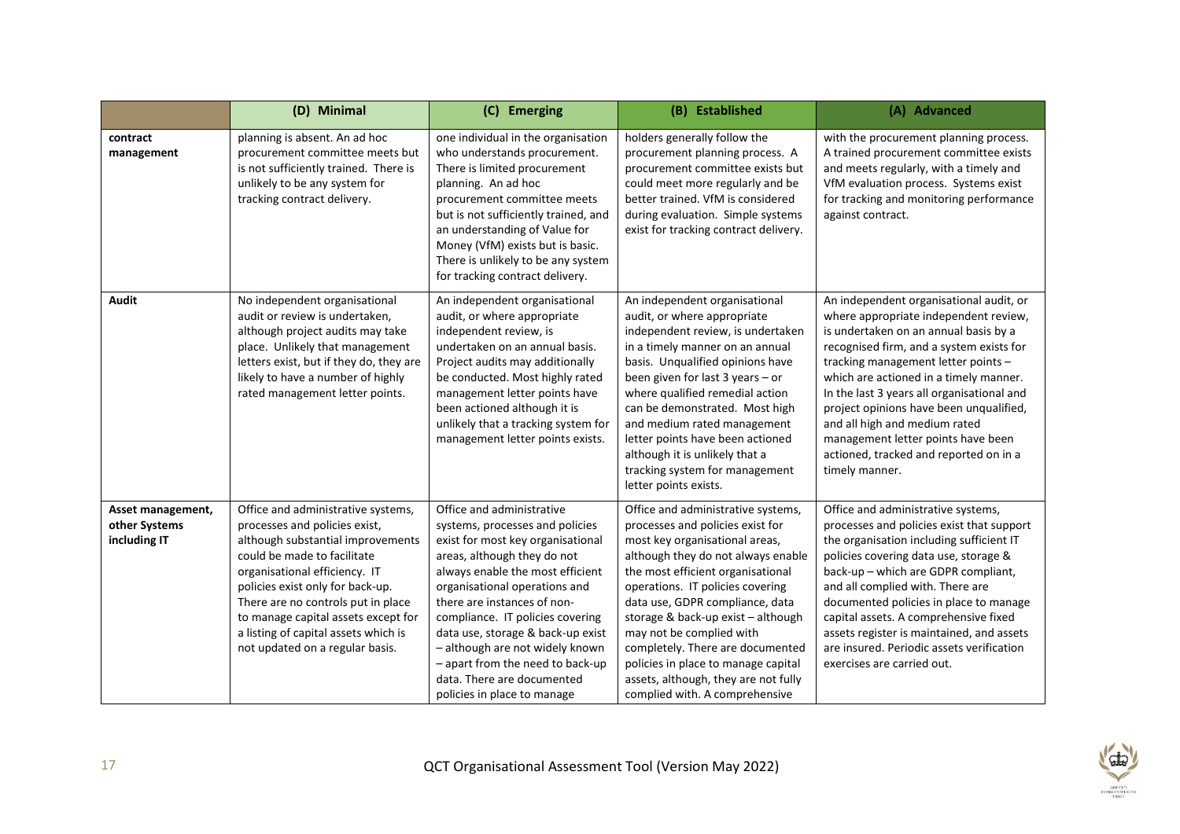| | (D) Minimal | (C) Emerging | (B) Established | (A) Advanced |
|---|---|---|---|---|
| **contract management** | planning is absent. An ad hoc procurement committee meets but is not sufficiently trained. There is unlikely to be any system for tracking contract delivery. | one individual in the organisation who understands procurement. There is limited procurement planning. An ad hoc procurement committee meets but is not sufficiently trained, and an understanding of Value for Money (VfM) exists but is basic. There is unlikely to be any system for tracking contract delivery. | holders generally follow the procurement planning process. A procurement committee exists but could meet more regularly and be better trained. VfM is considered during evaluation. Simple systems exist for tracking contract delivery. | with the procurement planning process. A trained procurement committee exists and meets regularly, with a timely and VfM evaluation process. Systems exist for tracking and monitoring performance against contract. |
| **Audit** | No independent organisational audit or review is undertaken, although project audits may take place. Unlikely that management letters exist, but if they do, they are likely to have a number of highly rated management letter points. | An independent organisational audit, or where appropriate independent review, is undertaken on an annual basis. Project audits may additionally be conducted. Most highly rated management letter points have been actioned although it is unlikely that a tracking system for management letter points exists. | An independent organisational audit, or where appropriate independent review, is undertaken in a timely manner on an annual basis. Unqualified opinions have been given for last 3 years – or where qualified remedial action can be demonstrated. Most high and medium rated management letter points have been actioned although it is unlikely that a tracking system for management letter points exists. | An independent organisational audit, or where appropriate independent review, is undertaken on an annual basis by a recognised firm, and a system exists for tracking management letter points – which are actioned in a timely manner. In the last 3 years all organisational and project opinions have been unqualified, and all high and medium rated management letter points have been actioned, tracked and reported on in a timely manner. |
| **Asset management, other Systems including IT** | Office and administrative systems, processes and policies exist, although substantial improvements could be made to facilitate organisational efficiency. IT policies exist only for back-up. There are no controls put in place to manage capital assets except for a listing of capital assets which is not updated on a regular basis. | Office and administrative systems, processes and policies exist for most key organisational areas, although they do not always enable the most efficient organisational operations and there are instances of non-compliance. IT policies covering data use, storage & back-up exist – although are not widely known – apart from the need to back-up data. There are documented policies in place to manage | Office and administrative systems, processes and policies exist for most key organisational areas, although they do not always enable the most efficient organisational operations. IT policies covering data use, GDPR compliance, data storage & back-up exist – although may not be complied with completely. There are documented policies in place to manage capital assets, although, they are not fully complied with. A comprehensive | Office and administrative systems, processes and policies exist that support the organisation including sufficient IT policies covering data use, storage & back-up – which are GDPR compliant, and all complied with. There are documented policies in place to manage capital assets. A comprehensive fixed assets register is maintained, and assets are insured. Periodic assets verification exercises are carried out. |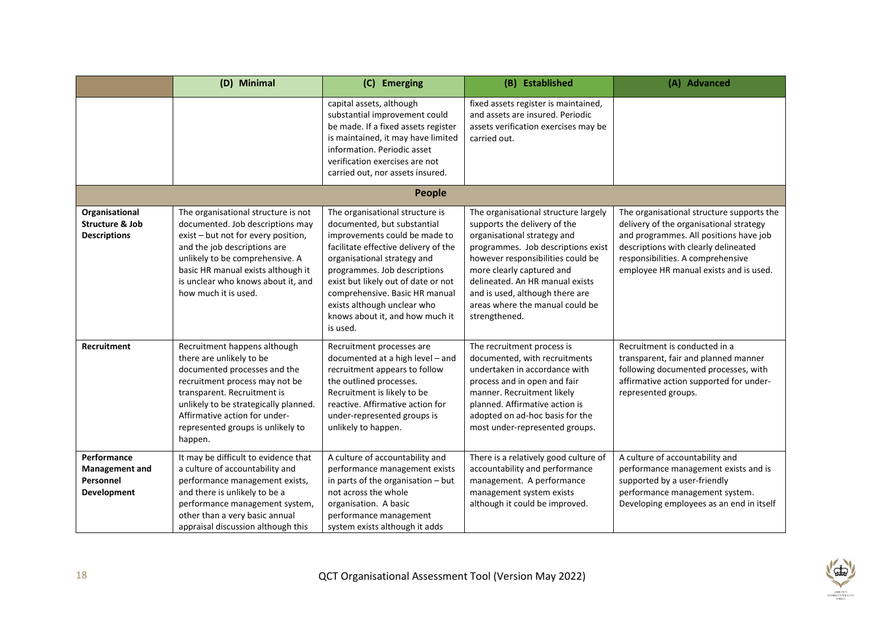| | (D) Minimal | (C) Emerging | (B) Established | (A) Advanced |
|---|---|---|---|---|
| | | capital assets, although substantial improvement could be made. If a fixed assets register is maintained, it may have limited information. Periodic asset verification exercises are not carried out, nor assets insured. | fixed assets register is maintained, and assets are insured. Periodic assets verification exercises may be carried out. | |
| **People** | | | | |
| **Organisational Structure & Job Descriptions** | The organisational structure is not documented. Job descriptions may exist – but not for every position, and the job descriptions are unlikely to be comprehensive. A basic HR manual exists although it is unclear who knows about it, and how much it is used. | The organisational structure is documented, but substantial improvements could be made to facilitate effective delivery of the organisational strategy and programmes. Job descriptions exist but likely out of date or not comprehensive. Basic HR manual exists although unclear who knows about it, and how much it is used. | The organisational structure largely supports the delivery of the organisational strategy and programmes. Job descriptions exist however responsibilities could be more clearly captured and delineated. An HR manual exists and is used, although there are areas where the manual could be strengthened. | The organisational structure supports the delivery of the organisational strategy and programmes. All positions have job descriptions with clearly delineated responsibilities. A comprehensive employee HR manual exists and is used. |
| **Recruitment** | Recruitment happens although there are unlikely to be documented processes and the recruitment process may not be transparent. Recruitment is unlikely to be strategically planned. Affirmative action for under-represented groups is unlikely to happen. | Recruitment processes are documented at a high level – and recruitment appears to follow the outlined processes. Recruitment is likely to be reactive. Affirmative action for under-represented groups is unlikely to happen. | The recruitment process is documented, with recruitments undertaken in accordance with process and in open and fair manner. Recruitment likely planned. Affirmative action is adopted on ad-hoc basis for the most under-represented groups. | Recruitment is conducted in a transparent, fair and planned manner following documented processes, with affirmative action supported for under-represented groups. |
| **Performance Management and Personnel Development** | It may be difficult to evidence that a culture of accountability and performance management exists, and there is unlikely to be a performance management system, other than a very basic annual appraisal discussion although this | A culture of accountability and performance management exists in parts of the organisation – but not across the whole organisation. A basic performance management system exists although it adds | There is a relatively good culture of accountability and performance management. A performance management system exists although it could be improved. | A culture of accountability and performance management exists and is supported by a user-friendly performance management system. Developing employees as an end in itself |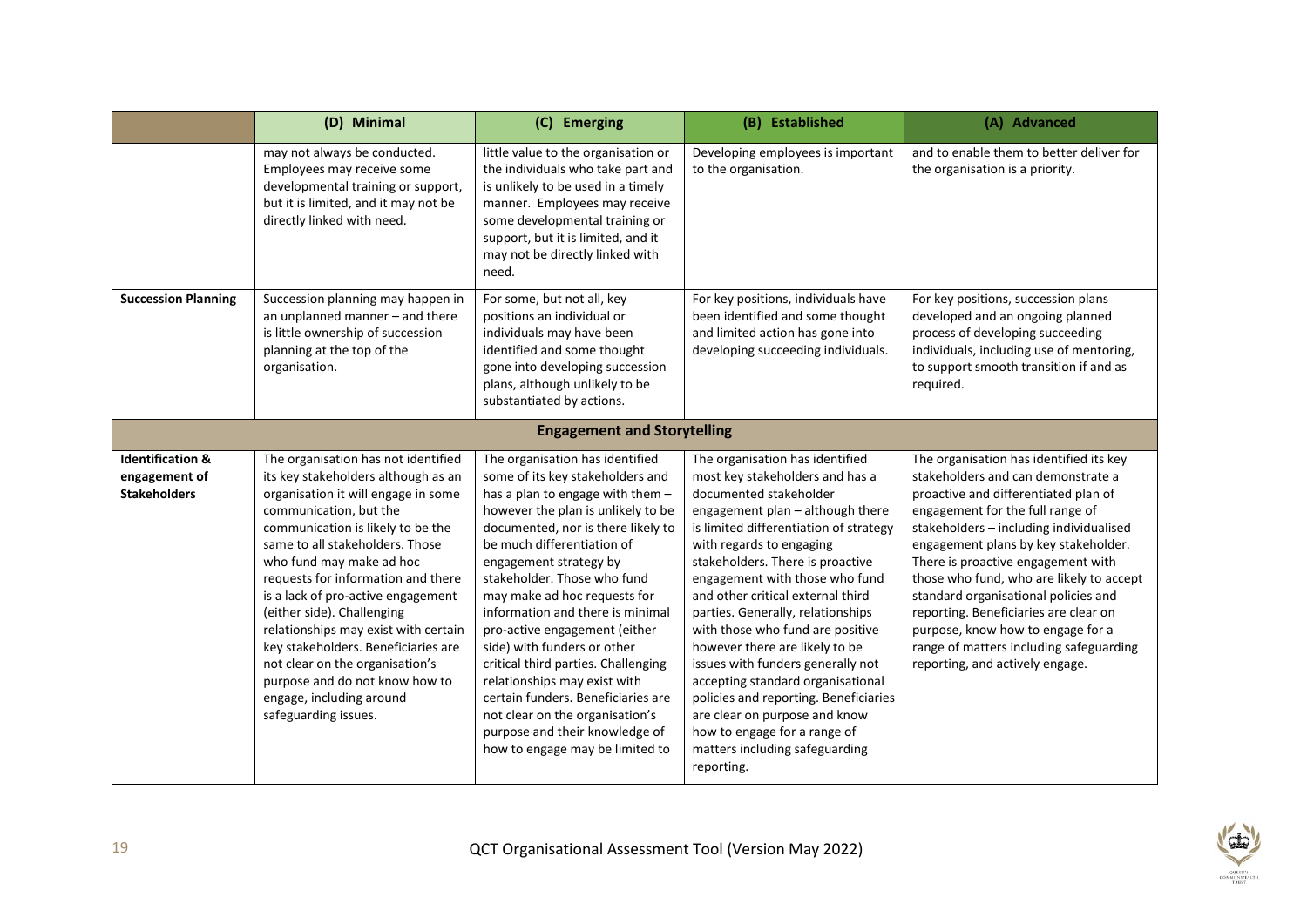| | (D) Minimal | (C) Emerging | (B) Established | (A) Advanced |
|---|---|---|---|---|
| | may not always be conducted. Employees may receive some developmental training or support, but it is limited, and it may not be directly linked with need. | little value to the organisation or the individuals who take part and is unlikely to be used in a timely manner. Employees may receive some developmental training or support, but it is limited, and it may not be directly linked with need. | Developing employees is important to the organisation. | and to enable them to better deliver for the organisation is a priority. |
| **Succession Planning** | Succession planning may happen in an unplanned manner – and there is little ownership of succession planning at the top of the organisation. | For some, but not all, key positions an individual or individuals may have been identified and some thought gone into developing succession plans, although unlikely to be substantiated by actions. | For key positions, individuals have been identified and some thought and limited action has gone into developing succeeding individuals. | For key positions, succession plans developed and an ongoing planned process of developing succeeding individuals, including use of mentoring, to support smooth transition if and as required. |
| **Engagement and Storytelling** | | | | |
| **Identification & engagement of Stakeholders** | The organisation has not identified its key stakeholders although as an organisation it will engage in some communication, but the communication is likely to be the same to all stakeholders. Those who fund may make ad hoc requests for information and there is a lack of pro-active engagement (either side). Challenging relationships may exist with certain key stakeholders. Beneficiaries are not clear on the organisation's purpose and do not know how to engage, including around safeguarding issues. | The organisation has identified some of its key stakeholders and has a plan to engage with them – however the plan is unlikely to be documented, nor is there likely to be much differentiation of engagement strategy by stakeholder. Those who fund may make ad hoc requests for information and there is minimal pro-active engagement (either side) with funders or other critical third parties. Challenging relationships may exist with certain funders. Beneficiaries are not clear on the organisation's purpose and their knowledge of how to engage may be limited to | The organisation has identified most key stakeholders and has a documented stakeholder engagement plan – although there is limited differentiation of strategy with regards to engaging stakeholders. There is proactive engagement with those who fund and other critical external third parties. Generally, relationships with those who fund are positive however there are likely to be issues with funders generally not accepting standard organisational policies and reporting. Beneficiaries are clear on purpose and know how to engage for a range of matters including safeguarding reporting. | The organisation has identified its key stakeholders and can demonstrate a proactive and differentiated plan of engagement for the full range of stakeholders – including individualised engagement plans by key stakeholder. There is proactive engagement with those who fund, who are likely to accept standard organisational policies and reporting. Beneficiaries are clear on purpose, know how to engage for a range of matters including safeguarding reporting, and actively engage. |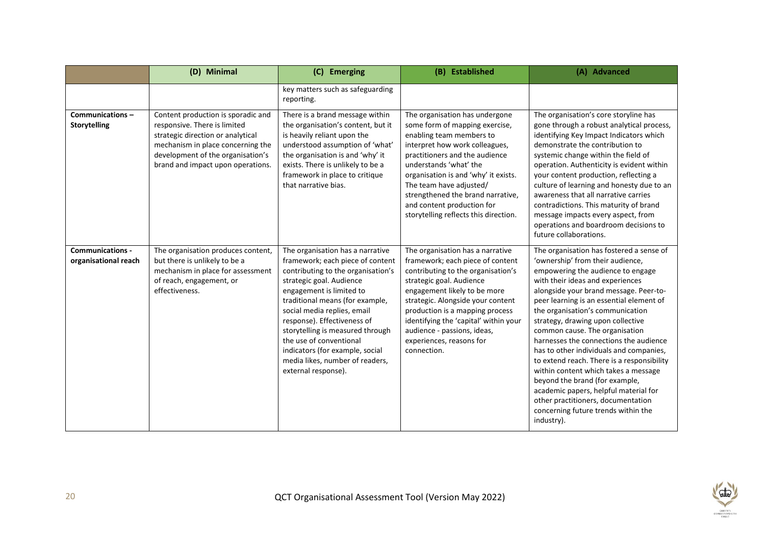| | (D) Minimal | (C) Emerging | (B) Established | (A) Advanced |
|---|---|---|---|---|
| | | key matters such as safeguarding reporting. | | |
| **Communications – Storytelling** | Content production is sporadic and responsive. There is limited strategic direction or analytical mechanism in place concerning the development of the organisation's brand and impact upon operations. | There is a brand message within the organisation's content, but it is heavily reliant upon the understood assumption of 'what' the organisation is and 'why' it exists. There is unlikely to be a framework in place to critique that narrative bias. | The organisation has undergone some form of mapping exercise, enabling team members to interpret how work colleagues, practitioners and the audience understands 'what' the organisation is and 'why' it exists. The team have adjusted/ strengthened the brand narrative, and content production for storytelling reflects this direction. | The organisation's core storyline has gone through a robust analytical process, identifying Key Impact Indicators which demonstrate the contribution to systemic change within the field of operation. Authenticity is evident within your content production, reflecting a culture of learning and honesty due to an awareness that all narrative carries contradictions. This maturity of brand message impacts every aspect, from operations and boardroom decisions to future collaborations. |
| **Communications - organisational reach** | The organisation produces content, but there is unlikely to be a mechanism in place for assessment of reach, engagement, or effectiveness. | The organisation has a narrative framework; each piece of content contributing to the organisation's strategic goal. Audience engagement is limited to traditional means (for example, social media replies, email response). Effectiveness of storytelling is measured through the use of conventional indicators (for example, social media likes, number of readers, external response). | The organisation has a narrative framework; each piece of content contributing to the organisation's strategic goal. Audience engagement likely to be more strategic. Alongside your content production is a mapping process identifying the 'capital' within your audience - passions, ideas, experiences, reasons for connection. | The organisation has fostered a sense of 'ownership' from their audience, empowering the audience to engage with their ideas and experiences alongside your brand message. Peer-to-peer learning is an essential element of the organisation's communication strategy, drawing upon collective common cause. The organisation harnesses the connections the audience has to other individuals and companies, to extend reach. There is a responsibility within content which takes a message beyond the brand (for example, academic papers, helpful material for other practitioners, documentation concerning future trends within the industry). |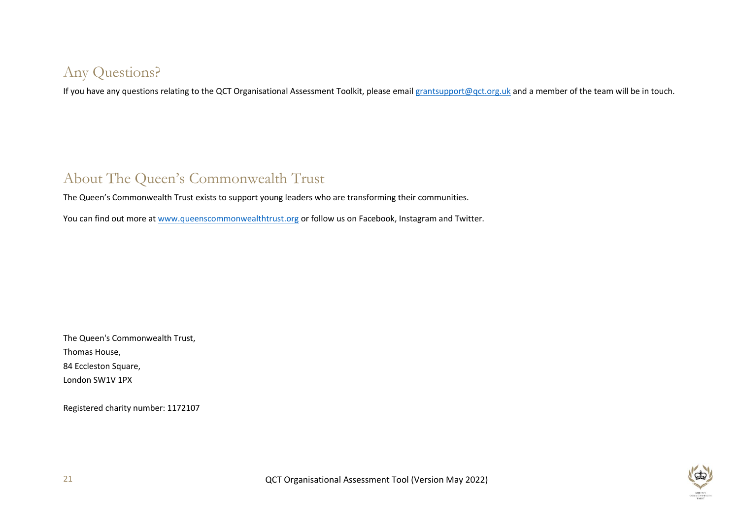## Any Questions?

If you have any questions relating to the QCT Organisational Assessment Toolkit, please email grantsupport@qct.org.uk and a member of the team will be in touch.

## About The Queen's Commonwealth Trust

The Queen's Commonwealth Trust exists to support young leaders who are transforming their communities.

You can find out more at www.queenscommonwealthtrust.org or follow us on Facebook, Instagram and Twitter.

The Queen's Commonwealth Trust,
Thomas House,
84 Eccleston Square,
London SW1V 1PX

Registered charity number: 1172107